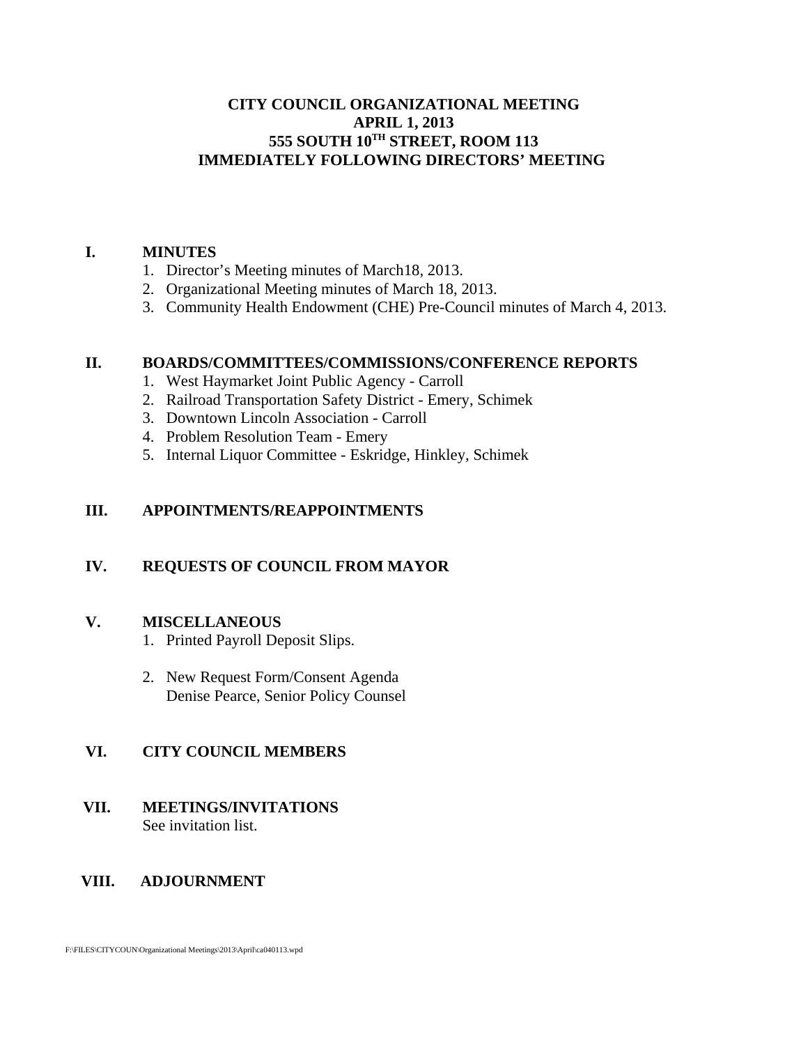# CITY COUNCIL ORGANIZATIONAL MEETING
## APRIL 1, 2013
## 555 SOUTH 10TH STREET, ROOM 113
## IMMEDIATELY FOLLOWING DIRECTORS' MEETING

**I. MINUTES**

1. Director's Meeting minutes of March18, 2013.
2. Organizational Meeting minutes of March 18, 2013.
3. Community Health Endowment (CHE) Pre-Council minutes of March 4, 2013.

**II. BOARDS/COMMITTEES/COMMISSIONS/CONFERENCE REPORTS**

1. West Haymarket Joint Public Agency - Carroll
2. Railroad Transportation Safety District - Emery, Schimek
3. Downtown Lincoln Association - Carroll
4. Problem Resolution Team - Emery
5. Internal Liquor Committee - Eskridge, Hinkley, Schimek

**III. APPOINTMENTS/REAPPOINTMENTS**

**IV. REQUESTS OF COUNCIL FROM MAYOR**

**V. MISCELLANEOUS**

1. Printed Payroll Deposit Slips.

2. New Request Form/Consent Agenda
   Denise Pearce, Senior Policy Counsel

**VI. CITY COUNCIL MEMBERS**

**VII. MEETINGS/INVITATIONS**

See invitation list.

**VIII. ADJOURNMENT**

F:\FILES\CITYCOUN\Organizational Meetings\2013\April\ca040113.wpd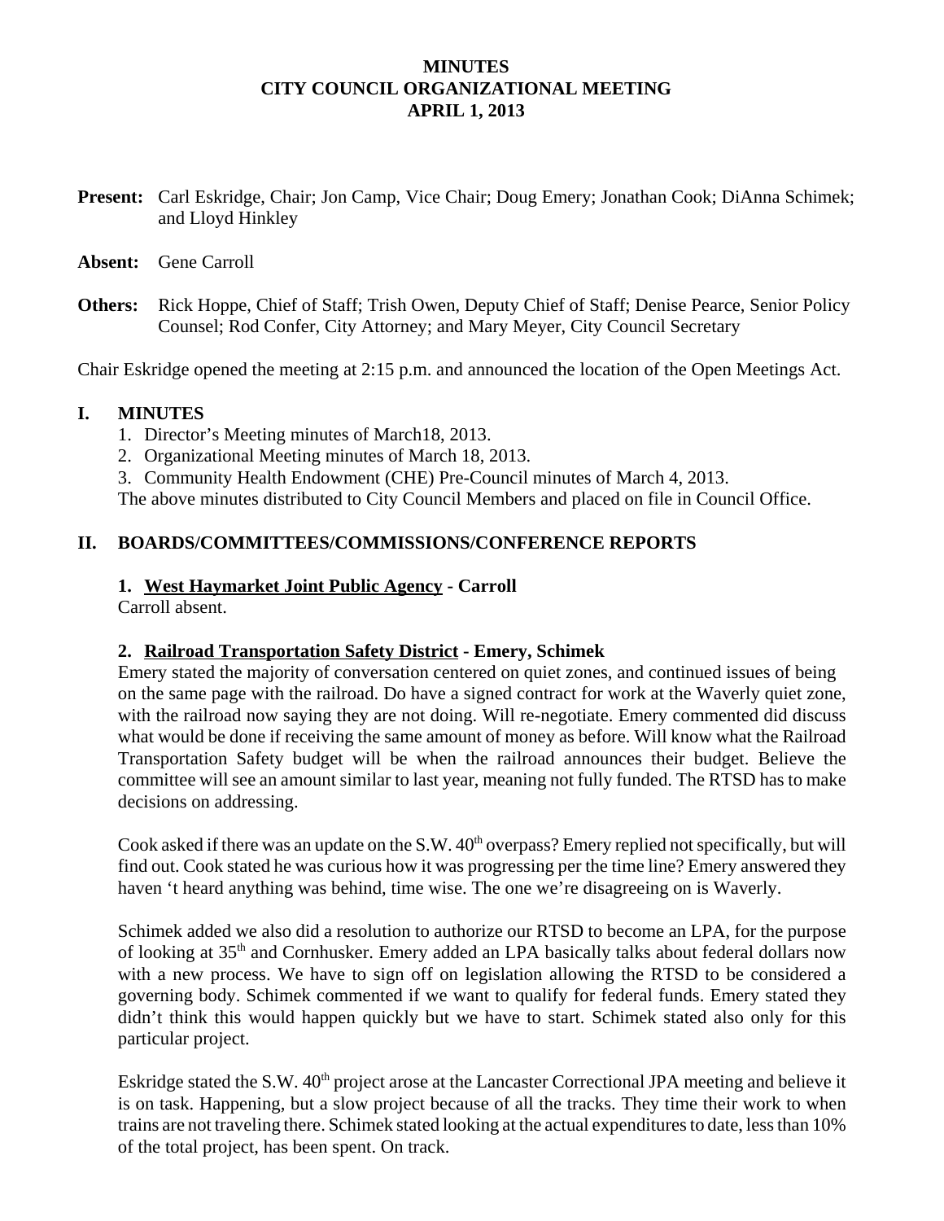# MINUTES
# CITY COUNCIL ORGANIZATIONAL MEETING
# APRIL 1, 2013

**Present:** Carl Eskridge, Chair; Jon Camp, Vice Chair; Doug Emery; Jonathan Cook; DiAnna Schimek; and Lloyd Hinkley

**Absent:** Gene Carroll

**Others:** Rick Hoppe, Chief of Staff; Trish Owen, Deputy Chief of Staff; Denise Pearce, Senior Policy Counsel; Rod Confer, City Attorney; and Mary Meyer, City Council Secretary

Chair Eskridge opened the meeting at 2:15 p.m. and announced the location of the Open Meetings Act.

## I. MINUTES

1. Director's Meeting minutes of March18, 2013.
2. Organizational Meeting minutes of March 18, 2013.
3. Community Health Endowment (CHE) Pre-Council minutes of March 4, 2013.

The above minutes distributed to City Council Members and placed on file in Council Office.

## II. BOARDS/COMMITTEES/COMMISSIONS/CONFERENCE REPORTS

### 1. West Haymarket Joint Public Agency - Carroll

Carroll absent.

### 2. Railroad Transportation Safety District - Emery, Schimek

Emery stated the majority of conversation centered on quiet zones, and continued issues of being on the same page with the railroad. Do have a signed contract for work at the Waverly quiet zone, with the railroad now saying they are not doing. Will re-negotiate. Emery commented did discuss what would be done if receiving the same amount of money as before. Will know what the Railroad Transportation Safety budget will be when the railroad announces their budget. Believe the committee will see an amount similar to last year, meaning not fully funded. The RTSD has to make decisions on addressing.

Cook asked if there was an update on the S.W. 40th overpass? Emery replied not specifically, but will find out. Cook stated he was curious how it was progressing per the time line? Emery answered they haven 't heard anything was behind, time wise. The one we're disagreeing on is Waverly.

Schimek added we also did a resolution to authorize our RTSD to become an LPA, for the purpose of looking at 35th and Cornhusker. Emery added an LPA basically talks about federal dollars now with a new process. We have to sign off on legislation allowing the RTSD to be considered a governing body. Schimek commented if we want to qualify for federal funds. Emery stated they didn't think this would happen quickly but we have to start. Schimek stated also only for this particular project.

Eskridge stated the S.W. 40th project arose at the Lancaster Correctional JPA meeting and believe it is on task. Happening, but a slow project because of all the tracks. They time their work to when trains are not traveling there. Schimek stated looking at the actual expenditures to date, less than 10% of the total project, has been spent. On track.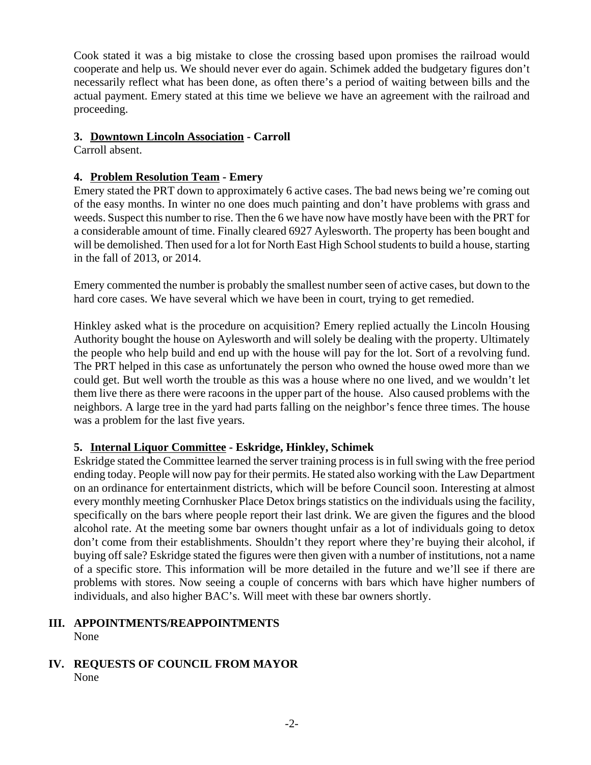Cook stated it was a big mistake to close the crossing based upon promises the railroad would cooperate and help us. We should never ever do again. Schimek added the budgetary figures don't necessarily reflect what has been done, as often there's a period of waiting between bills and the actual payment. Emery stated at this time we believe we have an agreement with the railroad and proceeding.

**3. Downtown Lincoln Association - Carroll**

Carroll absent.

**4. Problem Resolution Team - Emery**

Emery stated the PRT down to approximately 6 active cases. The bad news being we're coming out of the easy months. In winter no one does much painting and don't have problems with grass and weeds. Suspect this number to rise. Then the 6 we have now have mostly have been with the PRT for a considerable amount of time. Finally cleared 6927 Aylesworth. The property has been bought and will be demolished. Then used for a lot for North East High School students to build a house, starting in the fall of 2013, or 2014.

Emery commented the number is probably the smallest number seen of active cases, but down to the hard core cases. We have several which we have been in court, trying to get remedied.

Hinkley asked what is the procedure on acquisition? Emery replied actually the Lincoln Housing Authority bought the house on Aylesworth and will solely be dealing with the property. Ultimately the people who help build and end up with the house will pay for the lot. Sort of a revolving fund. The PRT helped in this case as unfortunately the person who owned the house owed more than we could get. But well worth the trouble as this was a house where no one lived, and we wouldn't let them live there as there were racoons in the upper part of the house. Also caused problems with the neighbors. A large tree in the yard had parts falling on the neighbor's fence three times. The house was a problem for the last five years.

**5. Internal Liquor Committee - Eskridge, Hinkley, Schimek**

Eskridge stated the Committee learned the server training process is in full swing with the free period ending today. People will now pay for their permits. He stated also working with the Law Department on an ordinance for entertainment districts, which will be before Council soon. Interesting at almost every monthly meeting Cornhusker Place Detox brings statistics on the individuals using the facility, specifically on the bars where people report their last drink. We are given the figures and the blood alcohol rate. At the meeting some bar owners thought unfair as a lot of individuals going to detox don't come from their establishments. Shouldn't they report where they're buying their alcohol, if buying off sale? Eskridge stated the figures were then given with a number of institutions, not a name of a specific store. This information will be more detailed in the future and we'll see if there are problems with stores. Now seeing a couple of concerns with bars which have higher numbers of individuals, and also higher BAC's. Will meet with these bar owners shortly.

## III. APPOINTMENTS/REAPPOINTMENTS

None

## IV. REQUESTS OF COUNCIL FROM MAYOR

None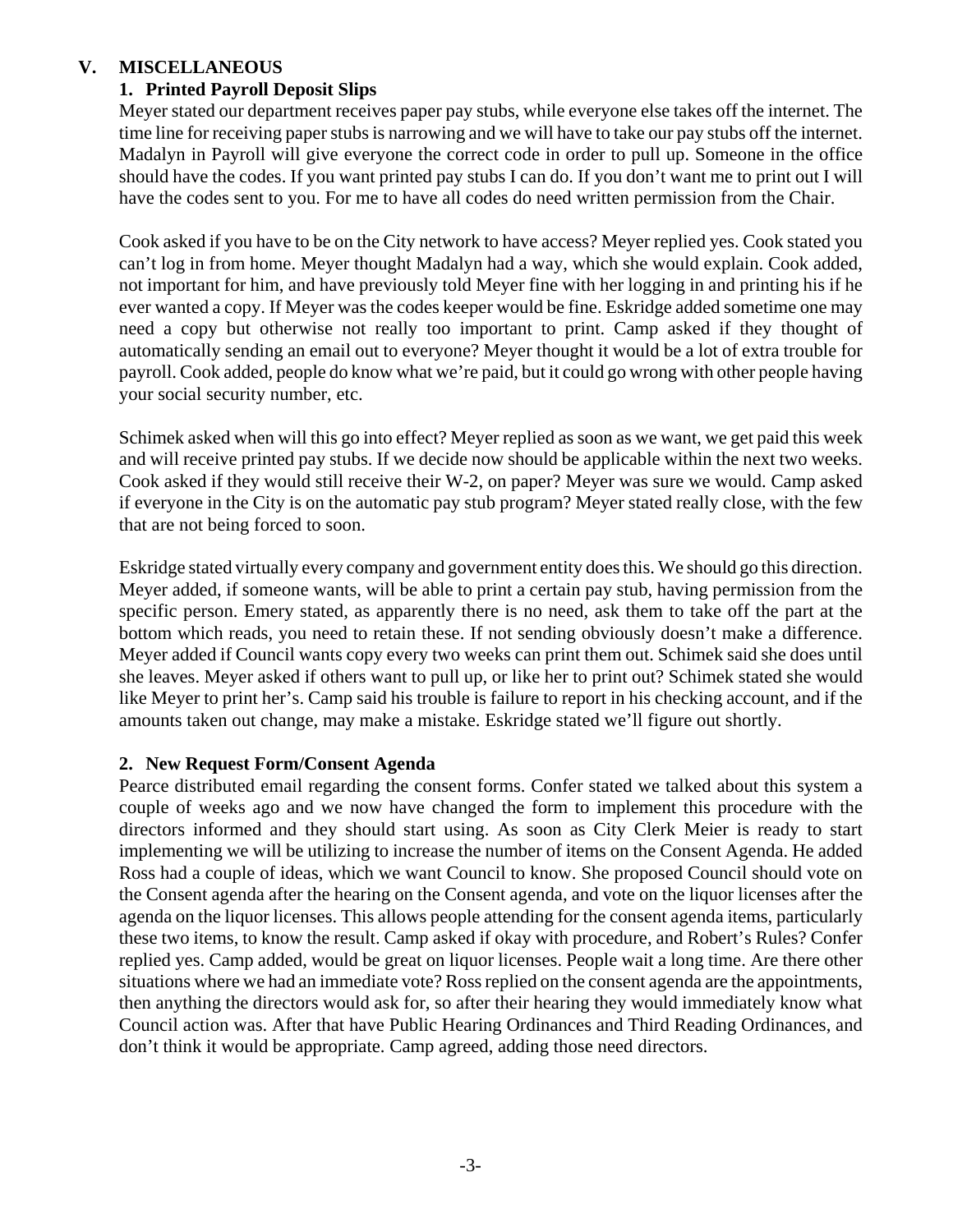## V. MISCELLANEOUS

### 1. Printed Payroll Deposit Slips

Meyer stated our department receives paper pay stubs, while everyone else takes off the internet. The time line for receiving paper stubs is narrowing and we will have to take our pay stubs off the internet. Madalyn in Payroll will give everyone the correct code in order to pull up. Someone in the office should have the codes. If you want printed pay stubs I can do. If you don't want me to print out I will have the codes sent to you. For me to have all codes do need written permission from the Chair.

Cook asked if you have to be on the City network to have access? Meyer replied yes. Cook stated you can't log in from home. Meyer thought Madalyn had a way, which she would explain. Cook added, not important for him, and have previously told Meyer fine with her logging in and printing his if he ever wanted a copy. If Meyer was the codes keeper would be fine. Eskridge added sometime one may need a copy but otherwise not really too important to print. Camp asked if they thought of automatically sending an email out to everyone? Meyer thought it would be a lot of extra trouble for payroll. Cook added, people do know what we're paid, but it could go wrong with other people having your social security number, etc.

Schimek asked when will this go into effect? Meyer replied as soon as we want, we get paid this week and will receive printed pay stubs. If we decide now should be applicable within the next two weeks. Cook asked if they would still receive their W-2, on paper? Meyer was sure we would. Camp asked if everyone in the City is on the automatic pay stub program? Meyer stated really close, with the few that are not being forced to soon.

Eskridge stated virtually every company and government entity does this. We should go this direction. Meyer added, if someone wants, will be able to print a certain pay stub, having permission from the specific person. Emery stated, as apparently there is no need, ask them to take off the part at the bottom which reads, you need to retain these. If not sending obviously doesn't make a difference. Meyer added if Council wants copy every two weeks can print them out. Schimek said she does until she leaves. Meyer asked if others want to pull up, or like her to print out? Schimek stated she would like Meyer to print her's. Camp said his trouble is failure to report in his checking account, and if the amounts taken out change, may make a mistake. Eskridge stated we'll figure out shortly.

### 2. New Request Form/Consent Agenda

Pearce distributed email regarding the consent forms. Confer stated we talked about this system a couple of weeks ago and we now have changed the form to implement this procedure with the directors informed and they should start using. As soon as City Clerk Meier is ready to start implementing we will be utilizing to increase the number of items on the Consent Agenda. He added Ross had a couple of ideas, which we want Council to know. She proposed Council should vote on the Consent agenda after the hearing on the Consent agenda, and vote on the liquor licenses after the agenda on the liquor licenses. This allows people attending for the consent agenda items, particularly these two items, to know the result. Camp asked if okay with procedure, and Robert's Rules? Confer replied yes. Camp added, would be great on liquor licenses. People wait a long time. Are there other situations where we had an immediate vote? Ross replied on the consent agenda are the appointments, then anything the directors would ask for, so after their hearing they would immediately know what Council action was. After that have Public Hearing Ordinances and Third Reading Ordinances, and don't think it would be appropriate. Camp agreed, adding those need directors.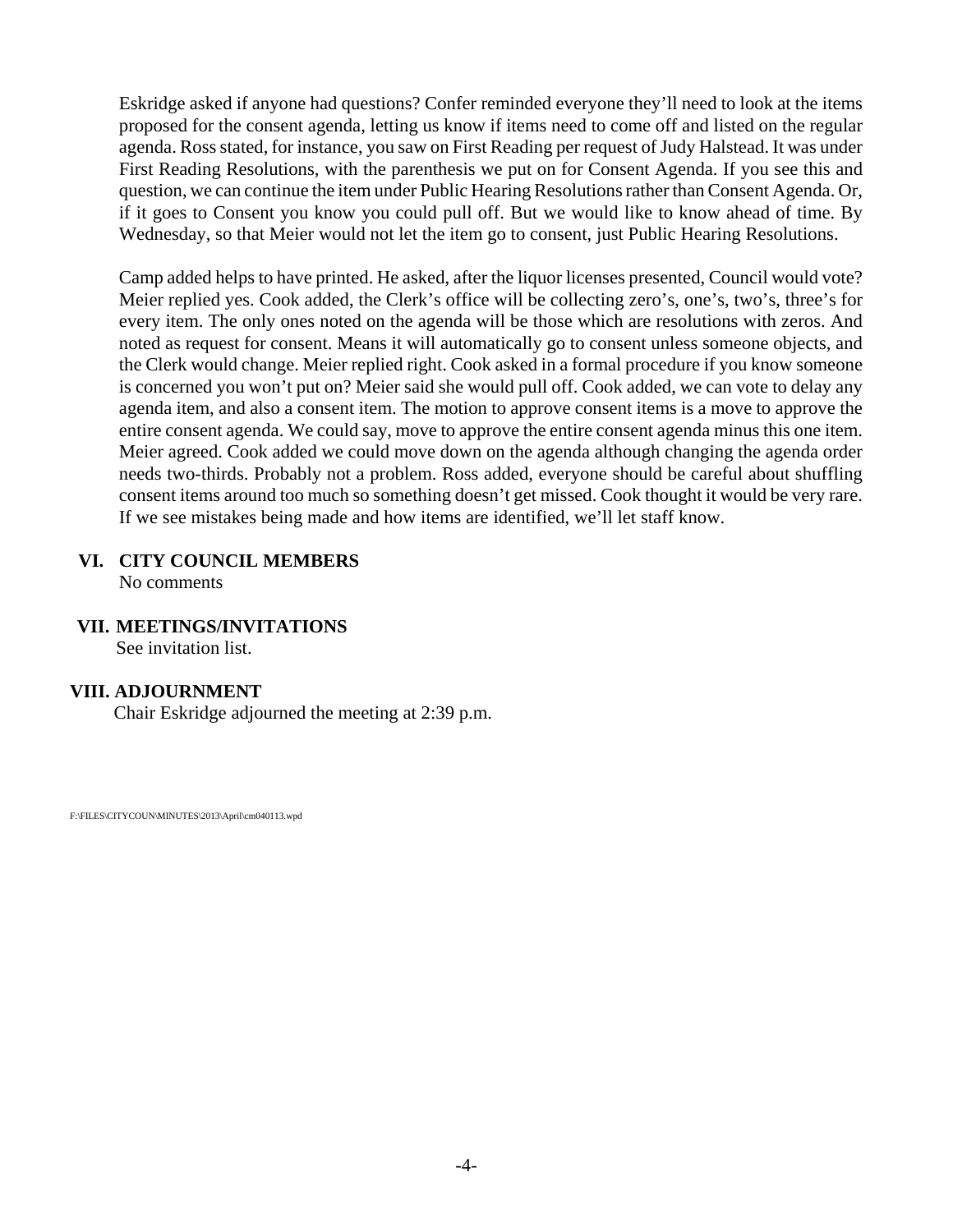Eskridge asked if anyone had questions? Confer reminded everyone they'll need to look at the items proposed for the consent agenda, letting us know if items need to come off and listed on the regular agenda. Ross stated, for instance, you saw on First Reading per request of Judy Halstead. It was under First Reading Resolutions, with the parenthesis we put on for Consent Agenda. If you see this and question, we can continue the item under Public Hearing Resolutions rather than Consent Agenda. Or, if it goes to Consent you know you could pull off. But we would like to know ahead of time. By Wednesday, so that Meier would not let the item go to consent, just Public Hearing Resolutions.

Camp added helps to have printed. He asked, after the liquor licenses presented, Council would vote? Meier replied yes. Cook added, the Clerk's office will be collecting zero's, one's, two's, three's for every item. The only ones noted on the agenda will be those which are resolutions with zeros. And noted as request for consent. Means it will automatically go to consent unless someone objects, and the Clerk would change. Meier replied right. Cook asked in a formal procedure if you know someone is concerned you won't put on? Meier said she would pull off. Cook added, we can vote to delay any agenda item, and also a consent item. The motion to approve consent items is a move to approve the entire consent agenda. We could say, move to approve the entire consent agenda minus this one item. Meier agreed. Cook added we could move down on the agenda although changing the agenda order needs two-thirds. Probably not a problem. Ross added, everyone should be careful about shuffling consent items around too much so something doesn't get missed. Cook thought it would be very rare. If we see mistakes being made and how items are identified, we'll let staff know.

## VI. CITY COUNCIL MEMBERS

No comments

## VII. MEETINGS/INVITATIONS

See invitation list.

## VIII. ADJOURNMENT

Chair Eskridge adjourned the meeting at 2:39 p.m.

F:\FILES\CITYCOUN\MINUTES\2013\April\cm040113.wpd